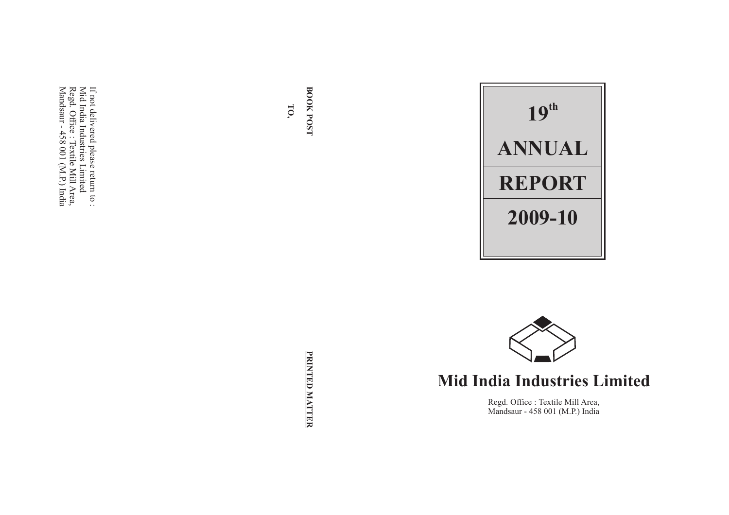# 19th ANNUAL REPORT 2009-10

## Mid India Industries Limited

Regd. Office : Textile Mill Area,
Mandsaur - 458 001 (M.P.) India

**BOOK POST**

**TO,**

**PRINTED MATTER**

If not delivered please return to :
Mid India Industries Limited
Regd. Office : Textile Mill Area,
Mandsaur - 458 001 (M.P.) India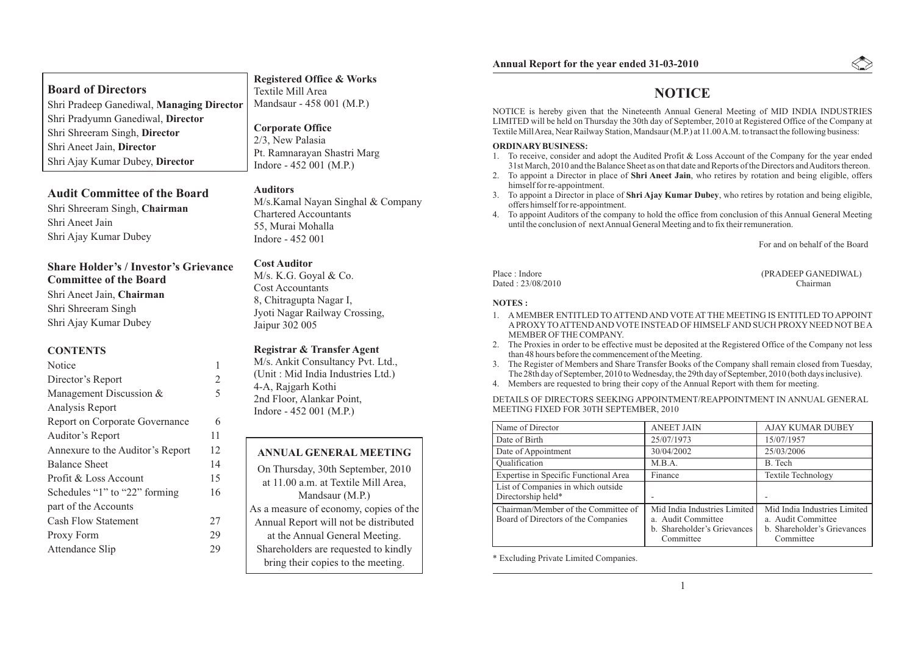## Board of Directors

Shri Pradeep Ganediwal, **Managing Director**
Shri Pradyumn Ganediwal, **Director**
Shri Shreeram Singh, **Director**
Shri Aneet Jain, **Director**
Shri Ajay Kumar Dubey, **Director**

## Audit Committee of the Board

Shri Shreeram Singh, **Chairman**
Shri Aneet Jain
Shri Ajay Kumar Dubey

## Share Holder's / Investor's Grievance Committee of the Board

Shri Aneet Jain, **Chairman**
Shri Shreeram Singh
Shri Ajay Kumar Dubey

### CONTENTS

| | |
|---|---|
| Notice | 1 |
| Director's Report | 2 |
| Management Discussion & Analysis Report | 5 |
| Report on Corporate Governance | 6 |
| Auditor's Report | 11 |
| Annexure to the Auditor's Report | 12 |
| Balance Sheet | 14 |
| Profit & Loss Account | 15 |
| Schedules "1" to "22" forming part of the Accounts | 16 |
| Cash Flow Statement | 27 |
| Proxy Form | 29 |
| Attendance Slip | 29 |

**Registered Office & Works**
Textile Mill Area
Mandsaur - 458 001 (M.P.)

**Corporate Office**
2/3, New Palasia
Pt. Ramnarayan Shastri Marg
Indore - 452 001 (M.P.)

**Auditors**
M/s.Kamal Nayan Singhal & Company
Chartered Accountants
55, Murai Mohalla
Indore - 452 001

**Cost Auditor**
M/s. K.G. Goyal & Co.
Cost Accountants
8, Chitragupta Nagar I,
Jyoti Nagar Railway Crossing,
Jaipur 302 005

**Registrar & Transfer Agent**
M/s. Ankit Consultancy Pvt. Ltd.,
(Unit : Mid India Industries Ltd.)
4-A, Rajgarh Kothi
2nd Floor, Alankar Point,
Indore - 452 001 (M.P.)

### ANNUAL GENERAL MEETING

On Thursday, 30th September, 2010 at 11.00 a.m. at Textile Mill Area, Mandsaur (M.P.)

As a measure of economy, copies of the Annual Report will not be distributed at the Annual General Meeting. Shareholders are requested to kindly bring their copies to the meeting.

# NOTICE

NOTICE is hereby given that the Nineteenth Annual General Meeting of MID INDIA INDUSTRIES LIMITED will be held on Thursday the 30th day of September, 2010 at Registered Office of the Company at Textile Mill Area, Near Railway Station, Mandsaur (M.P.) at 11.00 A.M. to transact the following business:

**ORDINARY BUSINESS:**

1. To receive, consider and adopt the Audited Profit & Loss Account of the Company for the year ended 31st March, 2010 and the Balance Sheet as on that date and Reports of the Directors and Auditors thereon.
2. To appoint a Director in place of **Shri Aneet Jain**, who retires by rotation and being eligible, offers himself for re-appointment.
3. To appoint a Director in place of **Shri Ajay Kumar Dubey**, who retires by rotation and being eligible, offers himself for re-appointment.
4. To appoint Auditors of the company to hold the office from conclusion of this Annual General Meeting until the conclusion of next Annual General Meeting and to fix their remuneration.

For and on behalf of the Board

Place : Indore
Dated : 23/08/2010

(PRADEEP GANEDIWAL)
Chairman

**NOTES :**

1. A MEMBER ENTITLED TO ATTEND AND VOTE AT THE MEETING IS ENTITLED TO APPOINT A PROXY TO ATTEND AND VOTE INSTEAD OF HIMSELF AND SUCH PROXY NEED NOT BE A MEMBER OF THE COMPANY.
2. The Proxies in order to be effective must be deposited at the Registered Office of the Company not less than 48 hours before the commencement of the Meeting.
3. The Register of Members and Share Transfer Books of the Company shall remain closed from Tuesday, The 28th day of September, 2010 to Wednesday, the 29th day of September, 2010 (both days inclusive).
4. Members are requested to bring their copy of the Annual Report with them for meeting.

DETAILS OF DIRECTORS SEEKING APPOINTMENT/REAPPOINTMENT IN ANNUAL GENERAL MEETING FIXED FOR 30TH SEPTEMBER, 2010

| Name of Director | ANEET JAIN | AJAY KUMAR DUBEY |
|---|---|---|
| Date of Birth | 25/07/1973 | 15/07/1957 |
| Date of Appointment | 30/04/2002 | 25/03/2006 |
| Qualification | M.B.A. | B. Tech |
| Expertise in Specific Functional Area | Finance | Textile Technology |
| List of Companies in which outside Directorship held* | - | - |
| Chairman/Member of the Committee of Board of Directors of the Companies | Mid India Industries Limited a. Audit Committee b. Shareholder's Grievances Committee | Mid India Industries Limited a. Audit Committee b. Shareholder's Grievances Committee |

\* Excluding Private Limited Companies.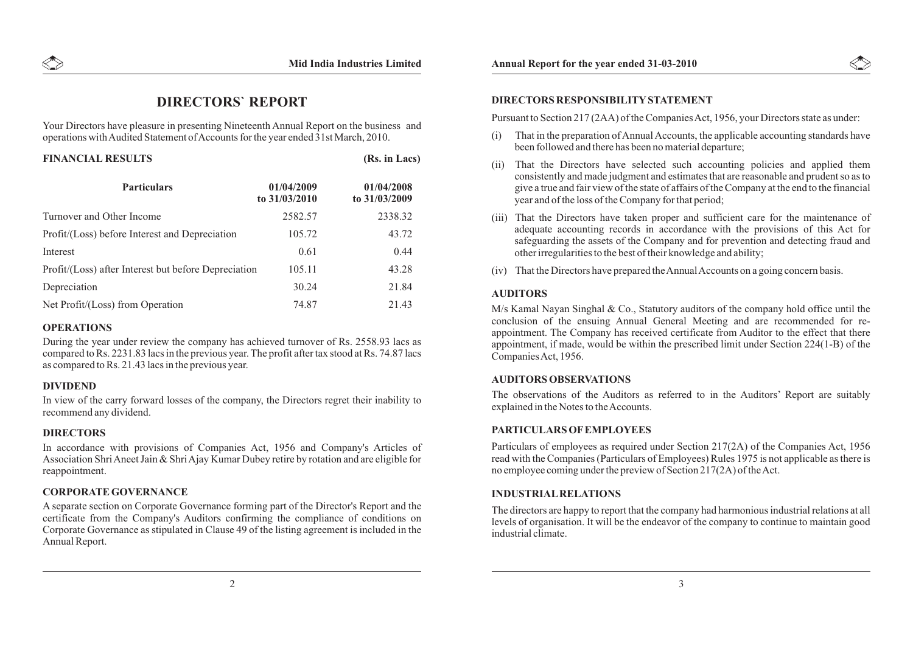# DIRECTORS` REPORT

Your Directors have pleasure in presenting Nineteenth Annual Report on the business and operations with Audited Statement of Accounts for the year ended 31st March, 2010.

**FINANCIAL RESULTS** **(Rs. in Lacs)**

| Particulars | 01/04/2009 to 31/03/2010 | 01/04/2008 to 31/03/2009 |
|---|---|---|
| Turnover and Other Income | 2582.57 | 2338.32 |
| Profit/(Loss) before Interest and Depreciation | 105.72 | 43.72 |
| Interest | 0.61 | 0.44 |
| Profit/(Loss) after Interest but before Depreciation | 105.11 | 43.28 |
| Depreciation | 30.24 | 21.84 |
| Net Profit/(Loss) from Operation | 74.87 | 21.43 |

### OPERATIONS

During the year under review the company has achieved turnover of Rs. 2558.93 lacs as compared to Rs. 2231.83 lacs in the previous year. The profit after tax stood at Rs. 74.87 lacs as compared to Rs. 21.43 lacs in the previous year.

### DIVIDEND

In view of the carry forward losses of the company, the Directors regret their inability to recommend any dividend.

### DIRECTORS

In accordance with provisions of Companies Act, 1956 and Company's Articles of Association Shri Aneet Jain & Shri Ajay Kumar Dubey retire by rotation and are eligible for reappointment.

### CORPORATE GOVERNANCE

A separate section on Corporate Governance forming part of the Director's Report and the certificate from the Company's Auditors confirming the compliance of conditions on Corporate Governance as stipulated in Clause 49 of the listing agreement is included in the Annual Report.

### DIRECTORS RESPONSIBILITY STATEMENT

Pursuant to Section 217 (2AA) of the Companies Act, 1956, your Directors state as under:

(i) That in the preparation of Annual Accounts, the applicable accounting standards have been followed and there has been no material departure;

(ii) That the Directors have selected such accounting policies and applied them consistently and made judgment and estimates that are reasonable and prudent so as to give a true and fair view of the state of affairs of the Company at the end to the financial year and of the loss of the Company for that period;

(iii) That the Directors have taken proper and sufficient care for the maintenance of adequate accounting records in accordance with the provisions of this Act for safeguarding the assets of the Company and for prevention and detecting fraud and other irregularities to the best of their knowledge and ability;

(iv) That the Directors have prepared the Annual Accounts on a going concern basis.

### AUDITORS

M/s Kamal Nayan Singhal & Co., Statutory auditors of the company hold office until the conclusion of the ensuing Annual General Meeting and are recommended for re-appointment. The Company has received certificate from Auditor to the effect that there appointment, if made, would be within the prescribed limit under Section 224(1-B) of the Companies Act, 1956.

### AUDITORS OBSERVATIONS

The observations of the Auditors as referred to in the Auditors' Report are suitably explained in the Notes to the Accounts.

### PARTICULARS OF EMPLOYEES

Particulars of employees as required under Section 217(2A) of the Companies Act, 1956 read with the Companies (Particulars of Employees) Rules 1975 is not applicable as there is no employee coming under the preview of Section 217(2A) of the Act.

### INDUSTRIAL RELATIONS

The directors are happy to report that the company had harmonious industrial relations at all levels of organisation. It will be the endeavor of the company to continue to maintain good industrial climate.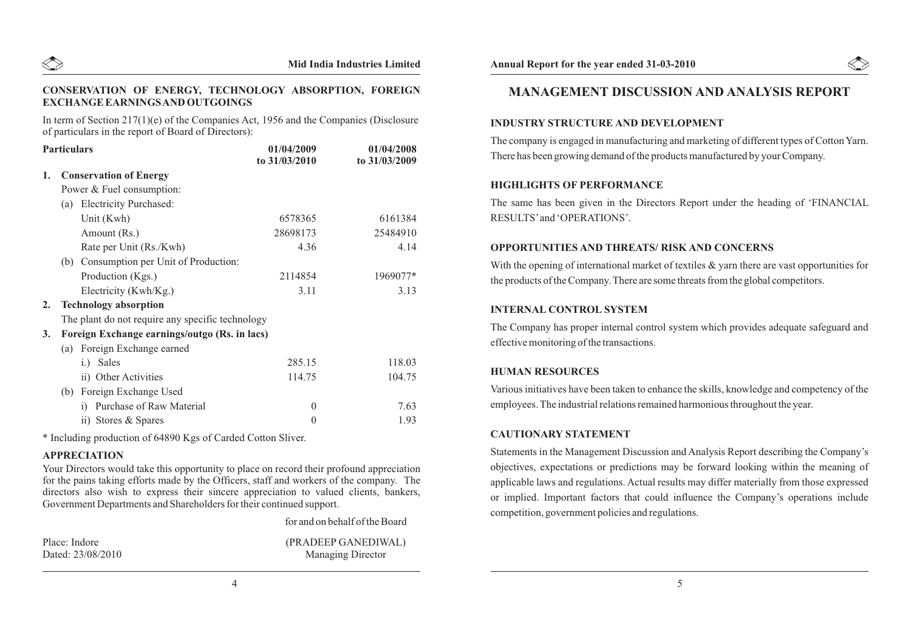## CONSERVATION OF ENERGY, TECHNOLOGY ABSORPTION, FOREIGN EXCHANGE EARNINGS AND OUTGOINGS

In term of Section 217(1)(e) of the Companies Act, 1956 and the Companies (Disclosure of particulars in the report of Board of Directors):

| Particulars | 01/04/2009 to 31/03/2010 | 01/04/2008 to 31/03/2009 |
|---|---|---|
| **1. Conservation of Energy** | | |
| Power & Fuel consumption: | | |
| (a) Electricity Purchased: | | |
| Unit (Kwh) | 6578365 | 6161384 |
| Amount (Rs.) | 28698173 | 25484910 |
| Rate per Unit (Rs./Kwh) | 4.36 | 4.14 |
| (b) Consumption per Unit of Production: | | |
| Production (Kgs.) | 2114854 | 1969077* |
| Electricity (Kwh/Kg.) | 3.11 | 3.13 |
| **2. Technology absorption** | | |
| The plant do not require any specific technology | | |
| **3. Foreign Exchange earnings/outgo (Rs. in lacs)** | | |
| (a) Foreign Exchange earned | | |
| i.) Sales | 285.15 | 118.03 |
| ii) Other Activities | 114.75 | 104.75 |
| (b) Foreign Exchange Used | | |
| i) Purchase of Raw Material | 0 | 7.63 |
| ii) Stores & Spares | 0 | 1.93 |

\* Including production of 64890 Kgs of Carded Cotton Sliver.

### APPRECIATION

Your Directors would take this opportunity to place on record their profound appreciation for the pains taking efforts made by the Officers, staff and workers of the company. The directors also wish to express their sincere appreciation to valued clients, bankers, Government Departments and Shareholders for their continued support.

for and on behalf of the Board

Place: Indore
Dated: 23/08/2010

(PRADEEP GANEDIWAL)
Managing Director

# MANAGEMENT DISCUSSION AND ANALYSIS REPORT

### INDUSTRY STRUCTURE AND DEVELOPMENT

The company is engaged in manufacturing and marketing of different types of Cotton Yarn. There has been growing demand of the products manufactured by your Company.

### HIGHLIGHTS OF PERFORMANCE

The same has been given in the Directors Report under the heading of 'FINANCIAL RESULTS' and 'OPERATIONS'.

### OPPORTUNITIES AND THREATS/ RISK AND CONCERNS

With the opening of international market of textiles & yarn there are vast opportunities for the products of the Company. There are some threats from the global competitors.

### INTERNAL CONTROL SYSTEM

The Company has proper internal control system which provides adequate safeguard and effective monitoring of the transactions.

### HUMAN RESOURCES

Various initiatives have been taken to enhance the skills, knowledge and competency of the employees. The industrial relations remained harmonious throughout the year.

### CAUTIONARY STATEMENT

Statements in the Management Discussion and Analysis Report describing the Company's objectives, expectations or predictions may be forward looking within the meaning of applicable laws and regulations. Actual results may differ materially from those expressed or implied. Important factors that could influence the Company's operations include competition, government policies and regulations.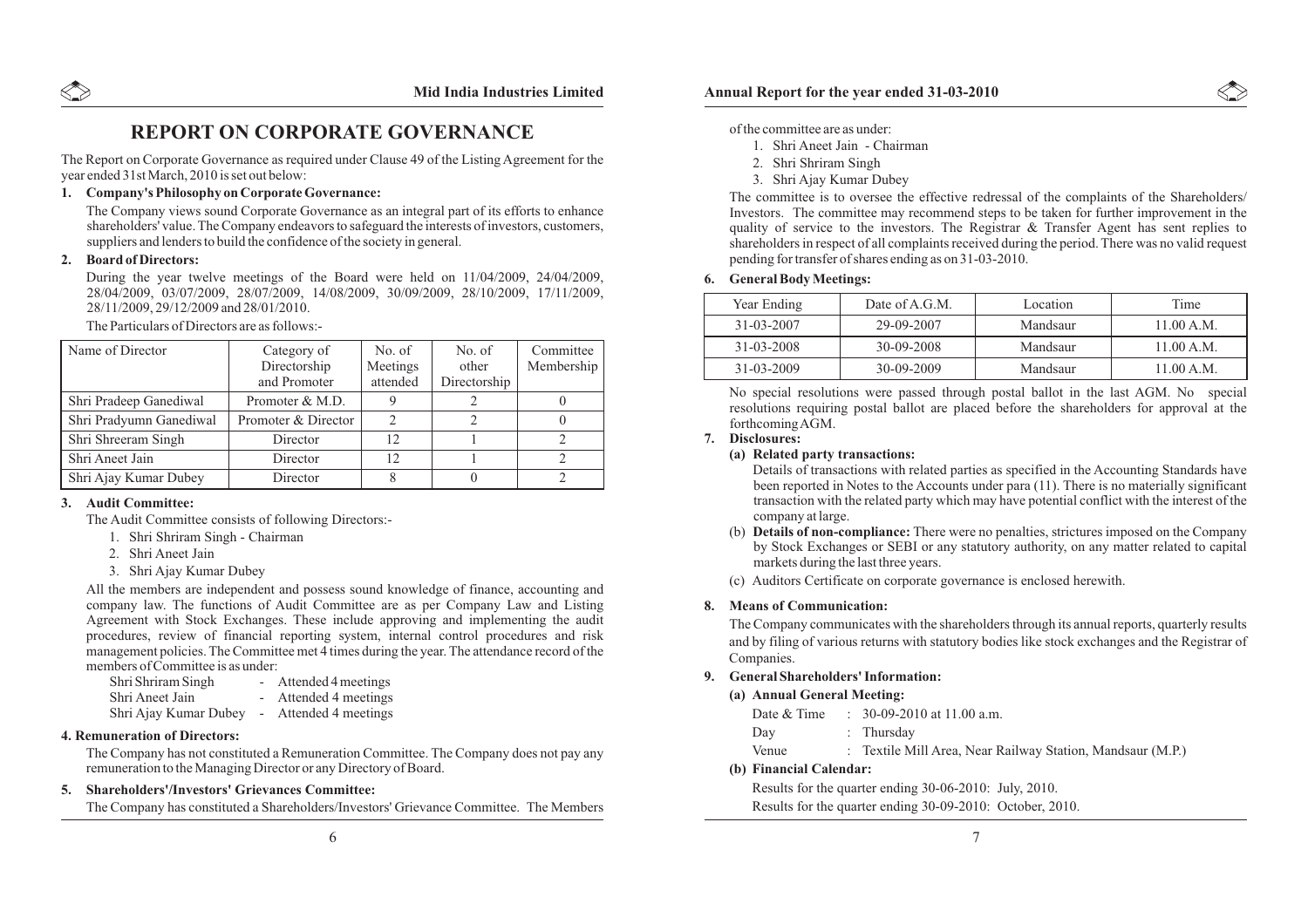# REPORT ON CORPORATE GOVERNANCE

The Report on Corporate Governance as required under Clause 49 of the Listing Agreement for the year ended 31st March, 2010 is set out below:

**1. Company's Philosophy on Corporate Governance:**

The Company views sound Corporate Governance as an integral part of its efforts to enhance shareholders' value. The Company endeavors to safeguard the interests of investors, customers, suppliers and lenders to build the confidence of the society in general.

**2. Board of Directors:**

During the year twelve meetings of the Board were held on 11/04/2009, 24/04/2009, 28/04/2009, 03/07/2009, 28/07/2009, 14/08/2009, 30/09/2009, 28/10/2009, 17/11/2009, 28/11/2009, 29/12/2009 and 28/01/2010.

The Particulars of Directors are as follows:-

| Name of Director | Category of Directorship and Promoter | No. of Meetings attended | No. of other Directorship | Committee Membership |
|---|---|---|---|---|
| Shri Pradeep Ganediwal | Promoter & M.D. | 9 | 2 | 0 |
| Shri Pradyumn Ganediwal | Promoter & Director | 2 | 2 | 0 |
| Shri Shreeram Singh | Director | 12 | 1 | 2 |
| Shri Aneet Jain | Director | 12 | 1 | 2 |
| Shri Ajay Kumar Dubey | Director | 8 | 0 | 2 |

**3. Audit Committee:**

The Audit Committee consists of following Directors:-

1. Shri Shriram Singh - Chairman
2. Shri Aneet Jain
3. Shri Ajay Kumar Dubey

All the members are independent and possess sound knowledge of finance, accounting and company law. The functions of Audit Committee are as per Company Law and Listing Agreement with Stock Exchanges. These include approving and implementing the audit procedures, review of financial reporting system, internal control procedures and risk management policies. The Committee met 4 times during the year. The attendance record of the members of Committee is as under:

Shri Shriram Singh - Attended 4 meetings
Shri Aneet Jain - Attended 4 meetings
Shri Ajay Kumar Dubey - Attended 4 meetings

**4. Remuneration of Directors:**

The Company has not constituted a Remuneration Committee. The Company does not pay any remuneration to the Managing Director or any Directory of Board.

**5. Shareholders'/Investors' Grievances Committee:**

The Company has constituted a Shareholders/Investors' Grievance Committee. The Members of the committee are as under:

1. Shri Aneet Jain - Chairman
2. Shri Shriram Singh
3. Shri Ajay Kumar Dubey

The committee is to oversee the effective redressal of the complaints of the Shareholders/ Investors. The committee may recommend steps to be taken for further improvement in the quality of service to the investors. The Registrar & Transfer Agent has sent replies to shareholders in respect of all complaints received during the period. There was no valid request pending for transfer of shares ending as on 31-03-2010.

**6. General Body Meetings:**

| Year Ending | Date of A.G.M. | Location | Time |
|---|---|---|---|
| 31-03-2007 | 29-09-2007 | Mandsaur | 11.00 A.M. |
| 31-03-2008 | 30-09-2008 | Mandsaur | 11.00 A.M. |
| 31-03-2009 | 30-09-2009 | Mandsaur | 11.00 A.M. |

No special resolutions were passed through postal ballot in the last AGM. No special resolutions requiring postal ballot are placed before the shareholders for approval at the forthcoming AGM.

**7. Disclosures:**

**(a) Related party transactions:**

Details of transactions with related parties as specified in the Accounting Standards have been reported in Notes to the Accounts under para (11). There is no materially significant transaction with the related party which may have potential conflict with the interest of the company at large.

(b) **Details of non-compliance:** There were no penalties, strictures imposed on the Company by Stock Exchanges or SEBI or any statutory authority, on any matter related to capital markets during the last three years.

(c) Auditors Certificate on corporate governance is enclosed herewith.

**8. Means of Communication:**

The Company communicates with the shareholders through its annual reports, quarterly results and by filing of various returns with statutory bodies like stock exchanges and the Registrar of Companies.

**9. General Shareholders' Information:**

**(a) Annual General Meeting:**

Date & Time : 30-09-2010 at 11.00 a.m.
Day : Thursday
Venue : Textile Mill Area, Near Railway Station, Mandsaur (M.P.)

**(b) Financial Calendar:**

Results for the quarter ending 30-06-2010: July, 2010.
Results for the quarter ending 30-09-2010: October, 2010.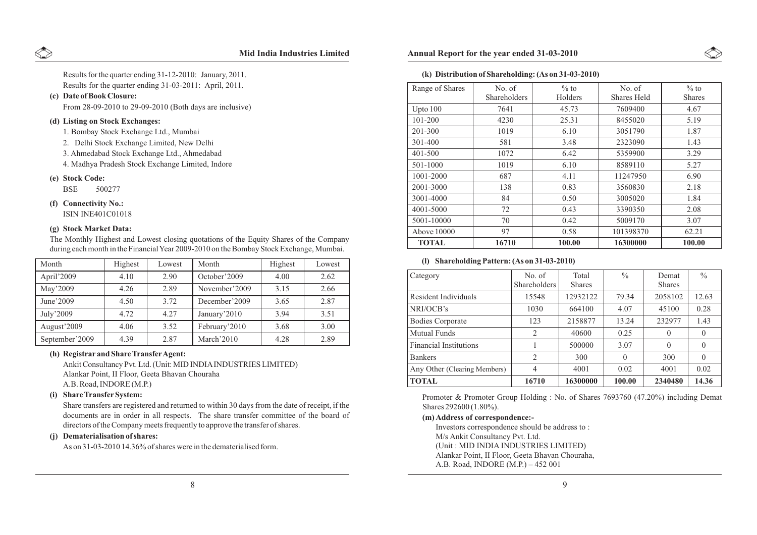Results for the quarter ending 31-12-2010: January, 2011.

Results for the quarter ending 31-03-2011: April, 2011.

**(c) Date of Book Closure:**

From 28-09-2010 to 29-09-2010 (Both days are inclusive)

**(d) Listing on Stock Exchanges:**

1. Bombay Stock Exchange Ltd., Mumbai
2. Delhi Stock Exchange Limited, New Delhi
3. Ahmedabad Stock Exchange Ltd., Ahmedabad
4. Madhya Pradesh Stock Exchange Limited, Indore

**(e) Stock Code:**

BSE 500277

**(f) Connectivity No.:**

ISIN INE401C01018

**(g) Stock Market Data:**

The Monthly Highest and Lowest closing quotations of the Equity Shares of the Company during each month in the Financial Year 2009-2010 on the Bombay Stock Exchange, Mumbai.

| Month | Highest | Lowest | Month | Highest | Lowest |
|---|---|---|---|---|---|
| April'2009 | 4.10 | 2.90 | October'2009 | 4.00 | 2.62 |
| May'2009 | 4.26 | 2.89 | November'2009 | 3.15 | 2.66 |
| June'2009 | 4.50 | 3.72 | December'2009 | 3.65 | 2.87 |
| July'2009 | 4.72 | 4.27 | January'2010 | 3.94 | 3.51 |
| August'2009 | 4.06 | 3.52 | February'2010 | 3.68 | 3.00 |
| September'2009 | 4.39 | 2.87 | March'2010 | 4.28 | 2.89 |

**(h) Registrar and Share Transfer Agent:**

Ankit Consultancy Pvt. Ltd. (Unit: MID INDIA INDUSTRIES LIMITED)
Alankar Point, II Floor, Geeta Bhavan Chouraha
A.B. Road, INDORE (M.P.)

**(i) Share Transfer System:**

Share transfers are registered and returned to within 30 days from the date of receipt, if the documents are in order in all respects. The share transfer committee of the board of directors of the Company meets frequently to approve the transfer of shares.

**(j) Dematerialisation of shares:**

As on 31-03-2010 14.36% of shares were in the dematerialised form.

**(k) Distribution of Shareholding: (As on 31-03-2010)**

| Range of Shares | No. of Shareholders | % to Holders | No. of Shares Held | % to Shares |
|---|---|---|---|---|
| Upto 100 | 7641 | 45.73 | 7609400 | 4.67 |
| 101-200 | 4230 | 25.31 | 8455020 | 5.19 |
| 201-300 | 1019 | 6.10 | 3051790 | 1.87 |
| 301-400 | 581 | 3.48 | 2323090 | 1.43 |
| 401-500 | 1072 | 6.42 | 5359900 | 3.29 |
| 501-1000 | 1019 | 6.10 | 8589110 | 5.27 |
| 1001-2000 | 687 | 4.11 | 11247950 | 6.90 |
| 2001-3000 | 138 | 0.83 | 3560830 | 2.18 |
| 3001-4000 | 84 | 0.50 | 3005020 | 1.84 |
| 4001-5000 | 72 | 0.43 | 3390350 | 2.08 |
| 5001-10000 | 70 | 0.42 | 5009170 | 3.07 |
| Above 10000 | 97 | 0.58 | 101398370 | 62.21 |
| **TOTAL** | **16710** | **100.00** | **16300000** | **100.00** |

**(l) Shareholding Pattern: (As on 31-03-2010)**

| Category | No. of Shareholders | Total Shares | % | Demat Shares | % |
|---|---|---|---|---|---|
| Resident Individuals | 15548 | 12932122 | 79.34 | 2058102 | 12.63 |
| NRI/OCB's | 1030 | 664100 | 4.07 | 45100 | 0.28 |
| Bodies Corporate | 123 | 2158877 | 13.24 | 232977 | 1.43 |
| Mutual Funds | 2 | 40600 | 0.25 | 0 | 0 |
| Financial Institutions | 1 | 500000 | 3.07 | 0 | 0 |
| Bankers | 2 | 300 | 0 | 300 | 0 |
| Any Other (Clearing Members) | 4 | 4001 | 0.02 | 4001 | 0.02 |
| **TOTAL** | **16710** | **16300000** | **100.00** | **2340480** | **14.36** |

Promoter & Promoter Group Holding : No. of Shares 7693760 (47.20%) including Demat Shares 292600 (1.80%).

**(m) Address of correspondence:-**

Investors correspondence should be address to :
M/s Ankit Consultancy Pvt. Ltd.
(Unit : MID INDIA INDUSTRIES LIMITED)
Alankar Point, II Floor, Geeta Bhavan Chouraha,
A.B. Road, INDORE (M.P.) – 452 001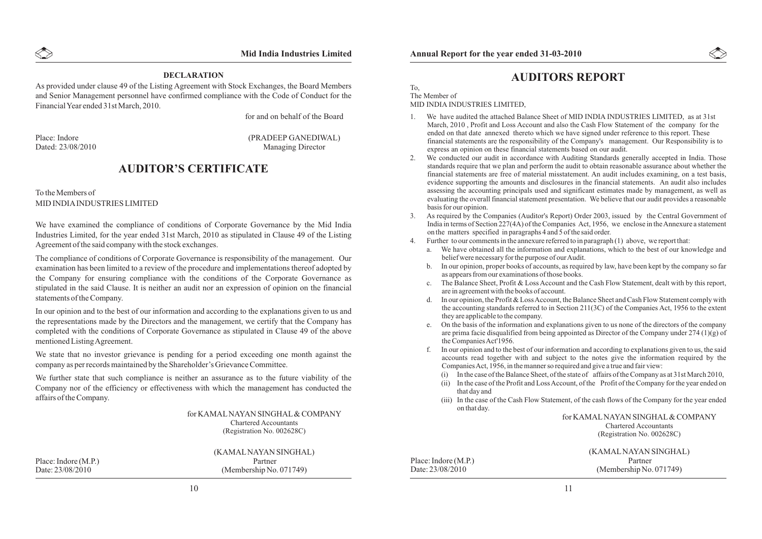### DECLARATION

As provided under clause 49 of the Listing Agreement with Stock Exchanges, the Board Members and Senior Management personnel have confirmed compliance with the Code of Conduct for the Financial Year ended 31st March, 2010.

for and on behalf of the Board

Place: Indore
Dated: 23/08/2010

(PRADEEP GANEDIWAL)
Managing Director

# AUDITOR'S CERTIFICATE

To the Members of
MID INDIA INDUSTRIES LIMITED

We have examined the compliance of conditions of Corporate Governance by the Mid India Industries Limited, for the year ended 31st March, 2010 as stipulated in Clause 49 of the Listing Agreement of the said company with the stock exchanges.

The compliance of conditions of Corporate Governance is responsibility of the management. Our examination has been limited to a review of the procedure and implementations thereof adopted by the Company for ensuring compliance with the conditions of the Corporate Governance as stipulated in the said Clause. It is neither an audit nor an expression of opinion on the financial statements of the Company.

In our opinion and to the best of our information and according to the explanations given to us and the representations made by the Directors and the management, we certify that the Company has completed with the conditions of Corporate Governance as stipulated in Clause 49 of the above mentioned Listing Agreement.

We state that no investor grievance is pending for a period exceeding one month against the company as per records maintained by the Shareholder's Grievance Committee.

We further state that such compliance is neither an assurance as to the future viability of the Company nor of the efficiency or effectiveness with which the management has conducted the affairs of the Company.

for KAMAL NAYAN SINGHAL & COMPANY
Chartered Accountants
(Registration No. 002628C)

(KAMAL NAYAN SINGHAL)
Partner
(Membership No. 071749)

Place: Indore (M.P.)
Date: 23/08/2010

# AUDITORS REPORT

To,
The Member of
MID INDIA INDUSTRIES LIMITED,

1. We have audited the attached Balance Sheet of MID INDIA INDUSTRIES LIMITED, as at 31st March, 2010 , Profit and Loss Account and also the Cash Flow Statement of the company for the ended on that date annexed thereto which we have signed under reference to this report. These financial statements are the responsibility of the Company's management. Our Responsibility is to express an opinion on these financial statements based on our audit.
2. We conducted our audit in accordance with Auditing Standards generally accepted in India. Those standards require that we plan and perform the audit to obtain reasonable assurance about whether the financial statements are free of material misstatement. An audit includes examining, on a test basis, evidence supporting the amounts and disclosures in the financial statements. An audit also includes assessing the accounting principals used and significant estimates made by management, as well as evaluating the overall financial statement presentation. We believe that our audit provides a reasonable basis for our opinion.
3. As required by the Companies (Auditor's Report) Order 2003, issued by the Central Government of India in terms of Section 227(4A) of the Companies Act, 1956, we enclose in the Annexure a statement on the matters specified in paragraphs 4 and 5 of the said order.
4. Further to our comments in the annexure referred to in paragraph (1) above, we report that:
   a. We have obtained all the information and explanations, which to the best of our knowledge and belief were necessary for the purpose of our Audit.
   b. In our opinion, proper books of accounts, as required by law, have been kept by the company so far as appears from our examinations of those books.
   c. The Balance Sheet, Profit & Loss Account and the Cash Flow Statement, dealt with by this report, are in agreement with the books of account.
   d. In our opinion, the Profit & Loss Account, the Balance Sheet and Cash Flow Statement comply with the accounting standards referred to in Section 211(3C) of the Companies Act, 1956 to the extent they are applicable to the company.
   e. On the basis of the information and explanations given to us none of the directors of the company are prima facie disqualified from being appointed as Director of the Company under 274 (1)(g) of the Companies Act'1956.
   f. In our opinion and to the best of our information and according to explanations given to us, the said accounts read together with and subject to the notes give the information required by the Companies Act, 1956, in the manner so required and give a true and fair view:
      (i) In the case of the Balance Sheet, of the state of affairs of the Company as at 31st March 2010,
      (ii) In the case of the Profit and Loss Account, of the Profit of the Company for the year ended on that day and
      (iii) In the case of the Cash Flow Statement, of the cash flows of the Company for the year ended on that day.

for KAMAL NAYAN SINGHAL & COMPANY
Chartered Accountants
(Registration No. 002628C)

(KAMAL NAYAN SINGHAL)
Partner
(Membership No. 071749)

Place: Indore (M.P.)
Date: 23/08/2010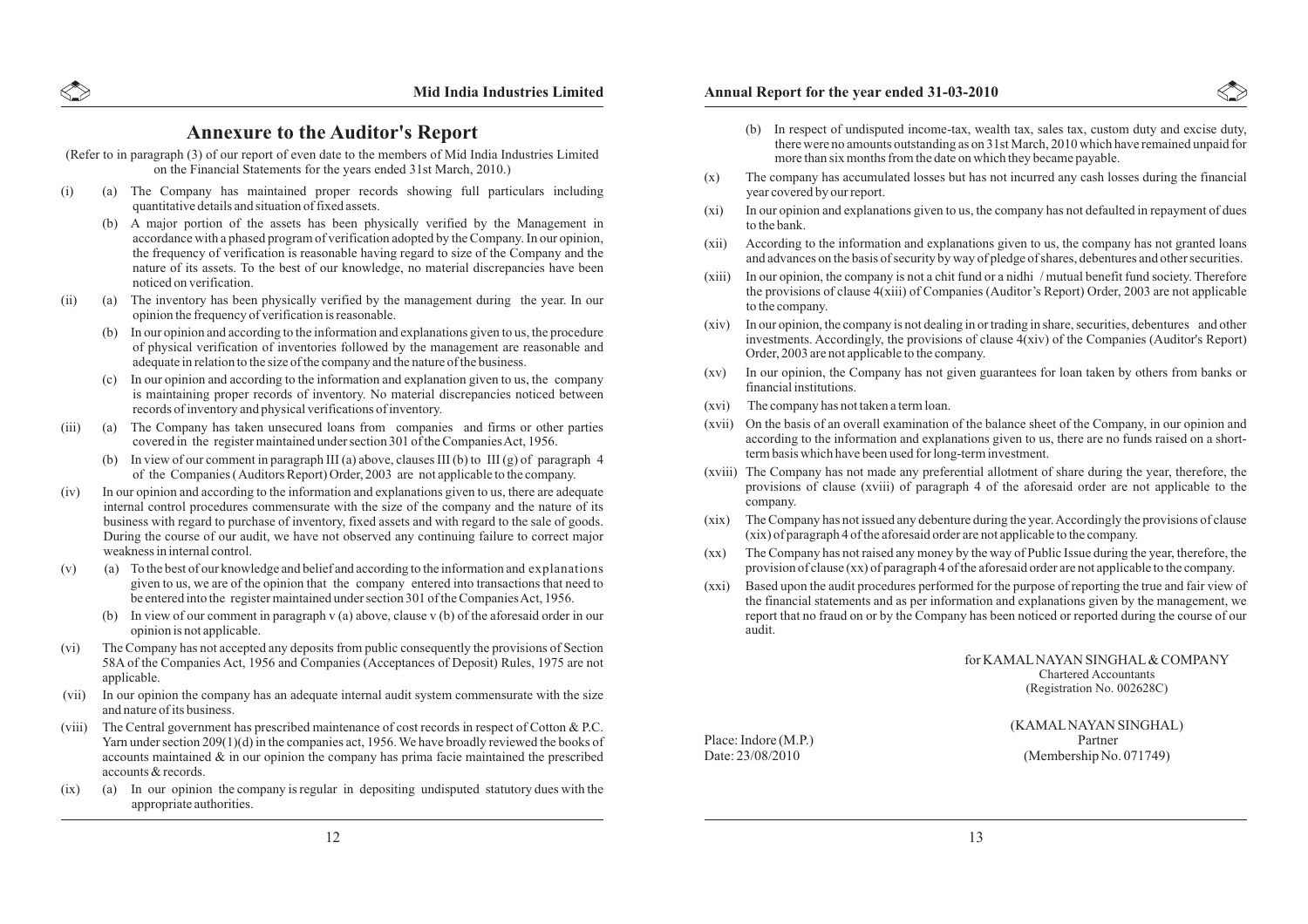## Annexure to the Auditor's Report

(Refer to in paragraph (3) of our report of even date to the members of Mid India Industries Limited on the Financial Statements for the years ended 31st March, 2010.)

(i) (a) The Company has maintained proper records showing full particulars including quantitative details and situation of fixed assets.

(b) A major portion of the assets has been physically verified by the Management in accordance with a phased program of verification adopted by the Company. In our opinion, the frequency of verification is reasonable having regard to size of the Company and the nature of its assets. To the best of our knowledge, no material discrepancies have been noticed on verification.

(ii) (a) The inventory has been physically verified by the management during the year. In our opinion the frequency of verification is reasonable.

(b) In our opinion and according to the information and explanations given to us, the procedure of physical verification of inventories followed by the management are reasonable and adequate in relation to the size of the company and the nature of the business.

(c) In our opinion and according to the information and explanation given to us, the company is maintaining proper records of inventory. No material discrepancies noticed between records of inventory and physical verifications of inventory.

(iii) (a) The Company has taken unsecured loans from companies and firms or other parties covered in the register maintained under section 301 of the Companies Act, 1956.

(b) In view of our comment in paragraph III (a) above, clauses III (b) to III (g) of paragraph 4 of the Companies (Auditors Report) Order, 2003 are not applicable to the company.

(iv) In our opinion and according to the information and explanations given to us, there are adequate internal control procedures commensurate with the size of the company and the nature of its business with regard to purchase of inventory, fixed assets and with regard to the sale of goods. During the course of our audit, we have not observed any continuing failure to correct major weakness in internal control.

(v) (a) To the best of our knowledge and belief and according to the information and explanations given to us, we are of the opinion that the company entered into transactions that need to be entered into the register maintained under section 301 of the Companies Act, 1956.

(b) In view of our comment in paragraph v (a) above, clause v (b) of the aforesaid order in our opinion is not applicable.

(vi) The Company has not accepted any deposits from public consequently the provisions of Section 58A of the Companies Act, 1956 and Companies (Acceptances of Deposit) Rules, 1975 are not applicable.

(vii) In our opinion the company has an adequate internal audit system commensurate with the size and nature of its business.

(viii) The Central government has prescribed maintenance of cost records in respect of Cotton & P.C. Yarn under section 209(1)(d) in the companies act, 1956. We have broadly reviewed the books of accounts maintained & in our opinion the company has prima facie maintained the prescribed accounts & records.

(ix) (a) In our opinion the company is regular in depositing undisputed statutory dues with the appropriate authorities.

(b) In respect of undisputed income-tax, wealth tax, sales tax, custom duty and excise duty, there were no amounts outstanding as on 31st March, 2010 which have remained unpaid for more than six months from the date on which they became payable.

(x) The company has accumulated losses but has not incurred any cash losses during the financial year covered by our report.

(xi) In our opinion and explanations given to us, the company has not defaulted in repayment of dues to the bank.

(xii) According to the information and explanations given to us, the company has not granted loans and advances on the basis of security by way of pledge of shares, debentures and other securities.

(xiii) In our opinion, the company is not a chit fund or a nidhi / mutual benefit fund society. Therefore the provisions of clause 4(xiii) of Companies (Auditor's Report) Order, 2003 are not applicable to the company.

(xiv) In our opinion, the company is not dealing in or trading in share, securities, debentures and other investments. Accordingly, the provisions of clause 4(xiv) of the Companies (Auditor's Report) Order, 2003 are not applicable to the company.

(xv) In our opinion, the Company has not given guarantees for loan taken by others from banks or financial institutions.

(xvi) The company has not taken a term loan.

(xvii) On the basis of an overall examination of the balance sheet of the Company, in our opinion and according to the information and explanations given to us, there are no funds raised on a short-term basis which have been used for long-term investment.

(xviii) The Company has not made any preferential allotment of share during the year, therefore, the provisions of clause (xviii) of paragraph 4 of the aforesaid order are not applicable to the company.

(xix) The Company has not issued any debenture during the year. Accordingly the provisions of clause (xix) of paragraph 4 of the aforesaid order are not applicable to the company.

(xx) The Company has not raised any money by the way of Public Issue during the year, therefore, the provision of clause (xx) of paragraph 4 of the aforesaid order are not applicable to the company.

(xxi) Based upon the audit procedures performed for the purpose of reporting the true and fair view of the financial statements and as per information and explanations given by the management, we report that no fraud on or by the Company has been noticed or reported during the course of our audit.

for KAMAL NAYAN SINGHAL & COMPANY
Chartered Accountants
(Registration No. 002628C)

(KAMAL NAYAN SINGHAL)
Partner
(Membership No. 071749)

Place: Indore (M.P.)
Date: 23/08/2010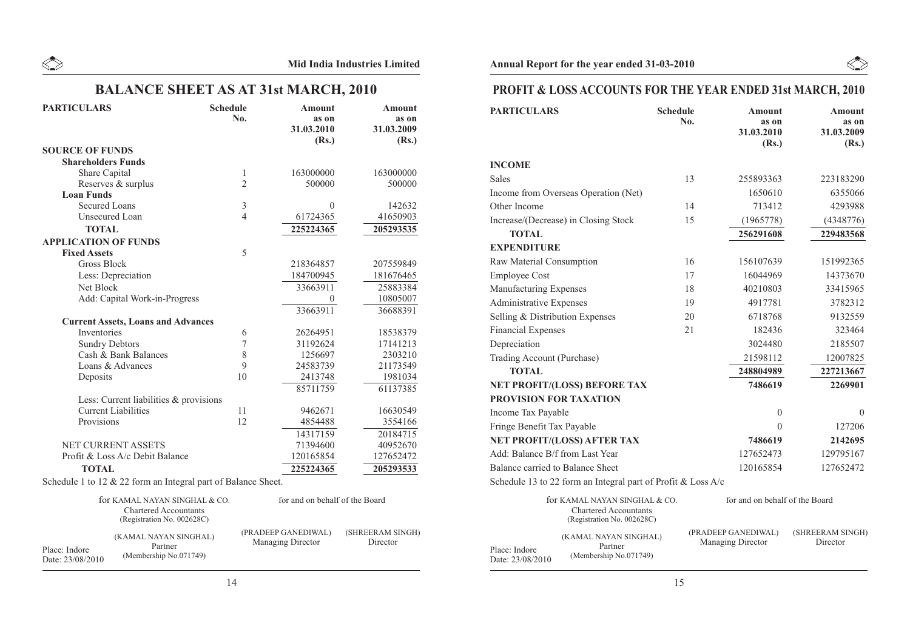## BALANCE SHEET AS AT 31st MARCH, 2010

| PARTICULARS | Schedule No. | Amount as on 31.03.2010 (Rs.) | Amount as on 31.03.2009 (Rs.) |
|---|---|---|---|
| **SOURCE OF FUNDS** | | | |
| **Shareholders Funds** | | | |
| Share Capital | 1 | 163000000 | 163000000 |
| Reserves & surplus | 2 | 500000 | 500000 |
| **Loan Funds** | | | |
| Secured Loans | 3 | 0 | 142632 |
| Unsecured Loan | 4 | 61724365 | 41650903 |
| **TOTAL** | | 225224365 | 205293535 |
| **APPLICATION OF FUNDS** | | | |
| **Fixed Assets** | 5 | | |
| Gross Block | | 218364857 | 207559849 |
| Less: Depreciation | | 184700945 | 181676465 |
| Net Block | | 33663911 | 25883384 |
| Add: Capital Work-in-Progress | | 0 | 10805007 |
| | | 33663911 | 36688391 |
| **Current Assets, Loans and Advances** | | | |
| Inventories | 6 | 26264951 | 18538379 |
| Sundry Debtors | 7 | 31192624 | 17141213 |
| Cash & Bank Balances | 8 | 1256697 | 2303210 |
| Loans & Advances | 9 | 24583739 | 21173549 |
| Deposits | 10 | 2413748 | 1981034 |
| | | 85711759 | 61137385 |
| Less: Current liabilities & provisions | | | |
| Current Liabilities | 11 | 9462671 | 16630549 |
| Provisions | 12 | 4854488 | 3554166 |
| | | 14317159 | 20184715 |
| NET CURRENT ASSETS | | 71394600 | 40952670 |
| Profit & Loss A/c Debit Balance | | 120165854 | 127652472 |
| **TOTAL** | | 225224365 | 205293533 |

Schedule 1 to 12 & 22 form an Integral part of Balance Sheet.

for KAMAL NAYAN SINGHAL & CO.
Chartered Accountants
(Registration No. 002628C)

(KAMAL NAYAN SINGHAL)
Partner
(Membership No.071749)

Place: Indore
Date: 23/08/2010

for and on behalf of the Board

(PRADEEP GANEDIWAL)
Managing Director

(SHREERAM SINGH)
Director

## PROFIT & LOSS ACCOUNTS FOR THE YEAR ENDED 31st MARCH, 2010

| PARTICULARS | Schedule No. | Amount as on 31.03.2010 (Rs.) | Amount as on 31.03.2009 (Rs.) |
|---|---|---|---|
| **INCOME** | | | |
| Sales | 13 | 255893363 | 223183290 |
| Income from Overseas Operation (Net) | | 1650610 | 6355066 |
| Other Income | 14 | 713412 | 4293988 |
| Increase/(Decrease) in Closing Stock | 15 | (1965778) | (4348776) |
| **TOTAL** | | **256291608** | **229483568** |
| **EXPENDITURE** | | | |
| Raw Material Consumption | 16 | 156107639 | 151992365 |
| Employee Cost | 17 | 16044969 | 14373670 |
| Manufacturing Expenses | 18 | 40210803 | 33415965 |
| Administrative Expenses | 19 | 4917781 | 3782312 |
| Selling & Distribution Expenses | 20 | 6718768 | 9132559 |
| Financial Expenses | 21 | 182436 | 323464 |
| Depreciation | | 3024480 | 2185507 |
| Trading Account (Purchase) | | 21598112 | 12007825 |
| **TOTAL** | | **248804989** | **227213667** |
| **NET PROFIT/(LOSS) BEFORE TAX** | | **7486619** | **2269901** |
| **PROVISION FOR TAXATION** | | | |
| Income Tax Payable | | 0 | 0 |
| Fringe Benefit Tax Payable | | 0 | 127206 |
| **NET PROFIT/(LOSS) AFTER TAX** | | **7486619** | **2142695** |
| Add: Balance B/f from Last Year | | 127652473 | 129795167 |
| Balance carried to Balance Sheet | | 120165854 | 127652472 |

Schedule 13 to 22 form an Integral part of Profit & Loss A/c

for KAMAL NAYAN SINGHAL & CO.
Chartered Accountants
(Registration No. 002628C)

(KAMAL NAYAN SINGHAL)
Partner
(Membership No.071749)

Place: Indore
Date: 23/08/2010

for and on behalf of the Board

(PRADEEP GANEDIWAL)
Managing Director

(SHREERAM SINGH)
Director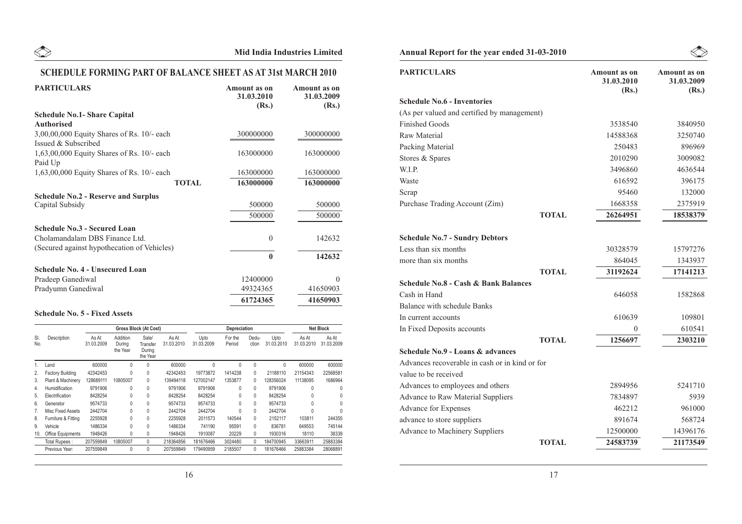## SCHEDULE FORMING PART OF BALANCE SHEET AS AT 31st MARCH 2010

| PARTICULARS | Amount as on 31.03.2010 (Rs.) | Amount as on 31.03.2009 (Rs.) |
|---|---|---|
| **Schedule No.1- Share Capital** | | |
| **Authorised** | | |
| 3,00,00,000 Equity Shares of Rs. 10/- each | 300000000 | 300000000 |
| Issued & Subscribed | | |
| 1,63,00,000 Equity Shares of Rs. 10/- each | 163000000 | 163000000 |
| Paid Up | | |
| 1,63,00,000 Equity Shares of Rs. 10/- each | 163000000 | 163000000 |
| **TOTAL** | **163000000** | **163000000** |
| **Schedule No.2 - Reserve and Surplus** | | |
| Capital Subsidy | 500000 | 500000 |
| | 500000 | 500000 |
| **Schedule No.3 - Secured Loan** | | |
| Cholamandalam DBS Finance Ltd. | 0 | 142632 |
| (Secured against hypothecation of Vehicles) | | |
| | **0** | **142632** |
| **Schedule No. 4 - Unsecured Loan** | | |
| Pradeep Ganediwal | 12400000 | 0 |
| Pradyumn Ganediwal | 49324365 | 41650903 |
| | **61724365** | **41650903** |

**Schedule No. 5 - Fixed Assets**

| Sl. No. | Description | Gross Block (At Cost) | | | | Depreciation | | | | Net Block | |
|---|---|---|---|---|---|---|---|---|---|---|---|
| | | As At 31.03.2009 | Addition During the Year | Sale/ Transfer During the Year | As At 31.03.2010 | Upto 31.03.2009 | For the Period | Dedu-ction | Upto 31.03.2010 | As At 31.03.2010 | As At 31.03.2009 |
| 1. | Land | 600000 | 0 | 0 | 600000 | 0 | 0 | 0 | 0 | 600000 | 600000 |
| 2. | Factory Building | 42342453 | 0 | 0 | 42342453 | 19773872 | 1414238 | 0 | 21188110 | 21154343 | 22568581 |
| 3. | Plant & Machinery | 128689111 | 10805007 | 0 | 139494118 | 127002147 | 1353877 | 0 | 128356024 | 11138095 | 1686964 |
| 4. | Humidification | 9791906 | 0 | 0 | 9791906 | 9791906 | 0 | 0 | 9791906 | 0 | 0 |
| 5. | Electrification | 8428254 | 0 | 0 | 8428254 | 8428254 | 0 | 0 | 8428254 | 0 | 0 |
| 6. | Generator | 9574733 | 0 | 0 | 9574733 | 9574733 | 0 | 0 | 9574733 | 0 | 0 |
| 7. | Misc Fixed Assets | 2442704 | 0 | 0 | 2442704 | 2442704 | 0 | 0 | 2442704 | 0 | 0 |
| 8. | Furniture & Fitting | 2255928 | 0 | 0 | 2255928 | 2011573 | 140544 | 0 | 2152117 | 103811 | 244355 |
| 9. | Vehicle | 1486334 | 0 | 0 | 1486334 | 741190 | 95591 | 0 | 836781 | 649553 | 745144 |
| 10. | Office Equipments | 1948426 | 0 | 0 | 1948426 | 1910087 | 20229 | 0 | 1930316 | 18110 | 38339 |
| | Total Rupees : | 207559849 | 10805007 | 0 | 218364856 | 181676466 | 3024480 | 0 | 184700945 | 33663911 | 25883384 |
| | Previous Year: | 207559849 | 0 | 0 | 207559849 | 179490959 | 2185507 | 0 | 181676466 | 25883384 | 28068891 |

| PARTICULARS | Amount as on 31.03.2010 (Rs.) | Amount as on 31.03.2009 (Rs.) |
|---|---|---|
| **Schedule No.6 - Inventories** | | |
| (As per valued and certified by management) | | |
| Finished Goods | 3538540 | 3840950 |
| Raw Material | 14588368 | 3250740 |
| Packing Material | 250483 | 896969 |
| Stores & Spares | 2010290 | 3009082 |
| W.I.P. | 3496860 | 4636544 |
| Waste | 616592 | 396175 |
| Scrap | 95460 | 132000 |
| Purchase Trading Account (Zim) | 1668358 | 2375919 |
| **TOTAL** | **26264951** | **18538379** |
| **Schedule No.7 - Sundry Debtors** | | |
| Less than six months | 30328579 | 15797276 |
| more than six months | 864045 | 1343937 |
| **TOTAL** | **31192624** | **17141213** |
| **Schedule No.8 - Cash & Bank Balances** | | |
| Cash in Hand | 646058 | 1582868 |
| Balance with schedule Banks | | |
| In current accounts | 610639 | 109801 |
| In Fixed Deposits accounts | 0 | 610541 |
| **TOTAL** | **1256697** | **2303210** |
| **Schedule No.9 - Loans & advances** | | |
| Advances recoverable in cash or in kind or for value to be received | | |
| Advances to employees and others | 2894956 | 5241710 |
| Advance to Raw Material Suppliers | 7834897 | 5939 |
| Advance for Expenses | 462212 | 961000 |
| advance to store suppliers | 891674 | 568724 |
| Advance to Machinery Suppliers | 12500000 | 14396176 |
| **TOTAL** | **24583739** | **21173549** |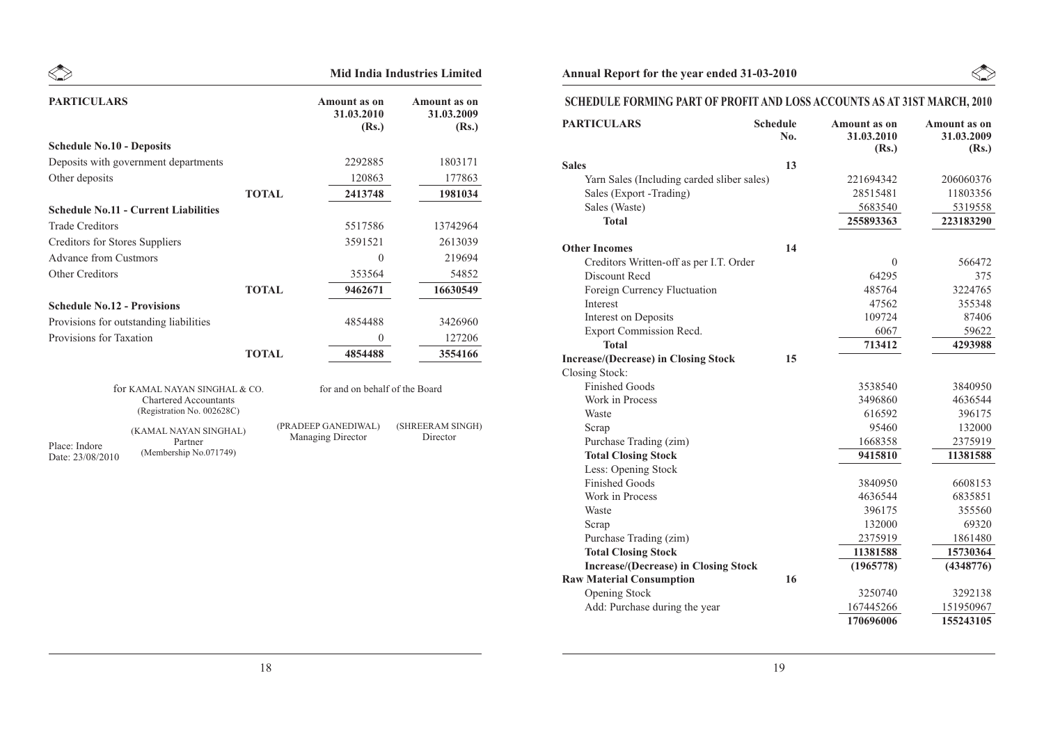| PARTICULARS | | Amount as on 31.03.2010 (Rs.) | Amount as on 31.03.2009 (Rs.) |
|---|---|---|---|
| **Schedule No.10 - Deposits** | | | |
| Deposits with government departments | | 2292885 | 1803171 |
| Other deposits | | 120863 | 177863 |
| | **TOTAL** | **2413748** | **1981034** |
| **Schedule No.11 - Current Liabilities** | | | |
| Trade Creditors | | 5517586 | 13742964 |
| Creditors for Stores Suppliers | | 3591521 | 2613039 |
| Advance from Custmors | | 0 | 219694 |
| Other Creditors | | 353564 | 54852 |
| | **TOTAL** | **9462671** | **16630549** |
| **Schedule No.12 - Provisions** | | | |
| Provisions for outstanding liabilities | | 4854488 | 3426960 |
| Provisions for Taxation | | 0 | 127206 |
| | **TOTAL** | **4854488** | **3554166** |

for KAMAL NAYAN SINGHAL & CO.
Chartered Accountants
(Registration No. 002628C)

(KAMAL NAYAN SINGHAL)
Partner
(Membership No.071749)

Place: Indore
Date: 23/08/2010

for and on behalf of the Board

(PRADEEP GANEDIWAL)
Managing Director

(SHREERAM SINGH)
Director

## SCHEDULE FORMING PART OF PROFIT AND LOSS ACCOUNTS AS AT 31ST MARCH, 2010

| PARTICULARS | Schedule No. | Amount as on 31.03.2010 (Rs.) | Amount as on 31.03.2009 (Rs.) |
|---|---|---|---|
| **Sales** | 13 | | |
| Yarn Sales (Including carded sliber sales) | | 221694342 | 206060376 |
| Sales (Export -Trading) | | 28515481 | 11803356 |
| Sales (Waste) | | 5683540 | 5319558 |
| **Total** | | **255893363** | **223183290** |
| **Other Incomes** | 14 | | |
| Creditors Written-off as per I.T. Order | | 0 | 566472 |
| Discount Recd | | 64295 | 375 |
| Foreign Currency Fluctuation | | 485764 | 3224765 |
| Interest | | 47562 | 355348 |
| Interest on Deposits | | 109724 | 87406 |
| Export Commission Recd. | | 6067 | 59622 |
| **Total** | | **713412** | **4293988** |
| **Increase/(Decrease) in Closing Stock** | 15 | | |
| Closing Stock: | | | |
| Finished Goods | | 3538540 | 3840950 |
| Work in Process | | 3496860 | 4636544 |
| Waste | | 616592 | 396175 |
| Scrap | | 95460 | 132000 |
| Purchase Trading (zim) | | 1668358 | 2375919 |
| **Total Closing Stock** | | **9415810** | **11381588** |
| Less: Opening Stock | | | |
| Finished Goods | | 3840950 | 6608153 |
| Work in Process | | 4636544 | 6835851 |
| Waste | | 396175 | 355560 |
| Scrap | | 132000 | 69320 |
| Purchase Trading (zim) | | 2375919 | 1861480 |
| **Total Closing Stock** | | **11381588** | **15730364** |
| **Increase/(Decrease) in Closing Stock** | | **(1965778)** | **(4348776)** |
| **Raw Material Consumption** | 16 | | |
| Opening Stock | | 3250740 | 3292138 |
| Add: Purchase during the year | | 167445266 | 151950967 |
| | | **170696006** | **155243105** |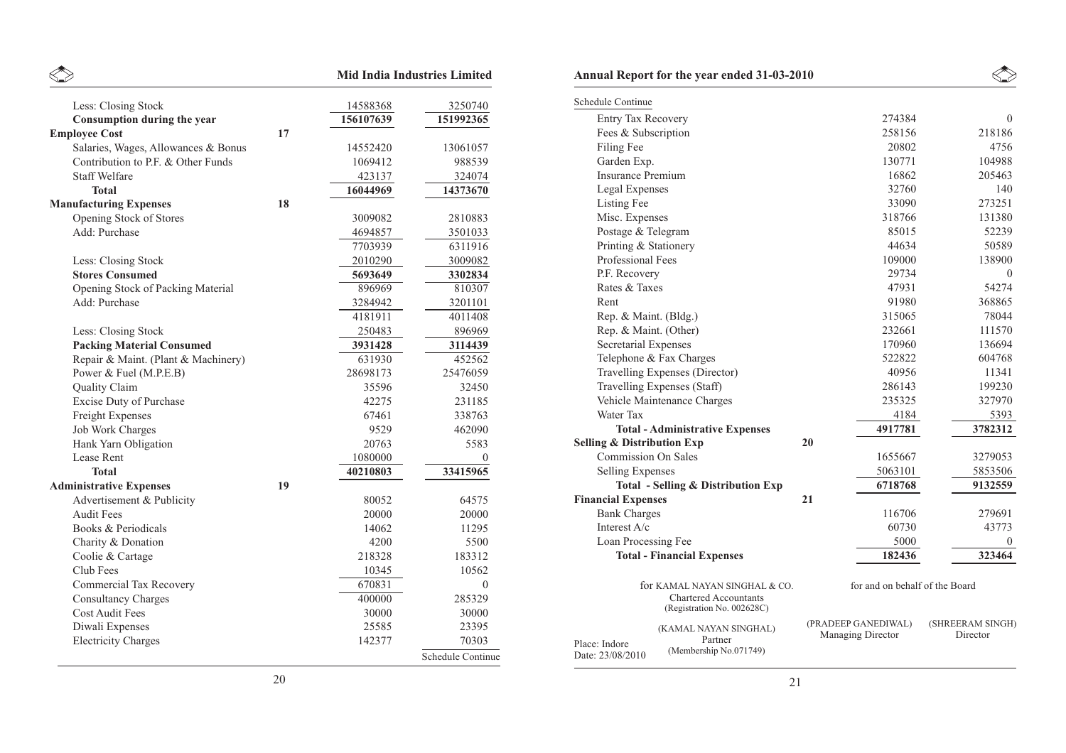| Particulars | Schedule | Current Year | Previous Year |
|---|---|---|---|
| Less: Closing Stock | | 14588368 | 3250740 |
| **Consumption during the year** | | **156107639** | **151992365** |
| **Employee Cost** | **17** | | |
| Salaries, Wages, Allowances & Bonus | | 14552420 | 13061057 |
| Contribution to P.F. & Other Funds | | 1069412 | 988539 |
| Staff Welfare | | 423137 | 324074 |
| **Total** | | **16044969** | **14373670** |
| **Manufacturing Expenses** | **18** | | |
| Opening Stock of Stores | | 3009082 | 2810883 |
| Add: Purchase | | 4694857 | 3501033 |
| | | 7703939 | 6311916 |
| Less: Closing Stock | | 2010290 | 3009082 |
| **Stores Consumed** | | **5693649** | **3302834** |
| Opening Stock of Packing Material | | 896969 | 810307 |
| Add: Purchase | | 3284942 | 3201101 |
| | | 4181911 | 4011408 |
| Less: Closing Stock | | 250483 | 896969 |
| **Packing Material Consumed** | | **3931428** | **3114439** |
| Repair & Maint. (Plant & Machinery) | | 631930 | 452562 |
| Power & Fuel (M.P.E.B) | | 28698173 | 25476059 |
| Quality Claim | | 35596 | 32450 |
| Excise Duty of Purchase | | 42275 | 231185 |
| Freight Expenses | | 67461 | 338763 |
| Job Work Charges | | 9529 | 462090 |
| Hank Yarn Obligation | | 20763 | 5583 |
| Lease Rent | | 1080000 | 0 |
| **Total** | | **40210803** | **33415965** |
| **Administrative Expenses** | **19** | | |
| Advertisement & Publicity | | 80052 | 64575 |
| Audit Fees | | 20000 | 20000 |
| Books & Periodicals | | 14062 | 11295 |
| Charity & Donation | | 4200 | 5500 |
| Coolie & Cartage | | 218328 | 183312 |
| Club Fees | | 10345 | 10562 |
| Commercial Tax Recovery | | 670831 | 0 |
| Consultancy Charges | | 400000 | 285329 |
| Cost Audit Fees | | 30000 | 30000 |
| Diwali Expenses | | 25585 | 23395 |
| Electricity Charges | | 142377 | 70303 |
| Entry Tax Recovery | | 274384 | 0 |
| Fees & Subscription | | 258156 | 218186 |
| Filing Fee | | 20802 | 4756 |
| Garden Exp. | | 130771 | 104988 |
| Insurance Premium | | 16862 | 205463 |
| Legal Expenses | | 32760 | 140 |
| Listing Fee | | 33090 | 273251 |
| Misc. Expenses | | 318766 | 131380 |
| Postage & Telegram | | 85015 | 52239 |
| Printing & Stationery | | 44634 | 50589 |
| Professional Fees | | 109000 | 138900 |
| P.F. Recovery | | 29734 | 0 |
| Rates & Taxes | | 47931 | 54274 |
| Rent | | 91980 | 368865 |
| Rep. & Maint. (Bldg.) | | 315065 | 78044 |
| Rep. & Maint. (Other) | | 232661 | 111570 |
| Secretarial Expenses | | 170960 | 136694 |
| Telephone & Fax Charges | | 522822 | 604768 |
| Travelling Expenses (Director) | | 40956 | 11341 |
| Travelling Expenses (Staff) | | 286143 | 199230 |
| Vehicle Maintenance Charges | | 235325 | 327970 |
| Water Tax | | 4184 | 5393 |
| **Total - Administrative Expenses** | | **4917781** | **3782312** |
| **Selling & Distribution Exp** | **20** | | |
| Commission On Sales | | 1655667 | 3279053 |
| Selling Expenses | | 5063101 | 5853506 |
| **Total - Selling & Distribution Exp** | | **6718768** | **9132559** |
| **Financial Expenses** | **21** | | |
| Bank Charges | | 116706 | 279691 |
| Interest A/c | | 60730 | 43773 |
| Loan Processing Fee | | 5000 | 0 |
| **Total - Financial Expenses** | | **182436** | **323464** |

for KAMAL NAYAN SINGHAL & CO.
Chartered Accountants
(Registration No. 002628C)

(KAMAL NAYAN SINGHAL)
Partner
(Membership No.071749)

Place: Indore
Date: 23/08/2010

for and on behalf of the Board

(PRADEEP GANEDIWAL)
Managing Director

(SHREERAM SINGH)
Director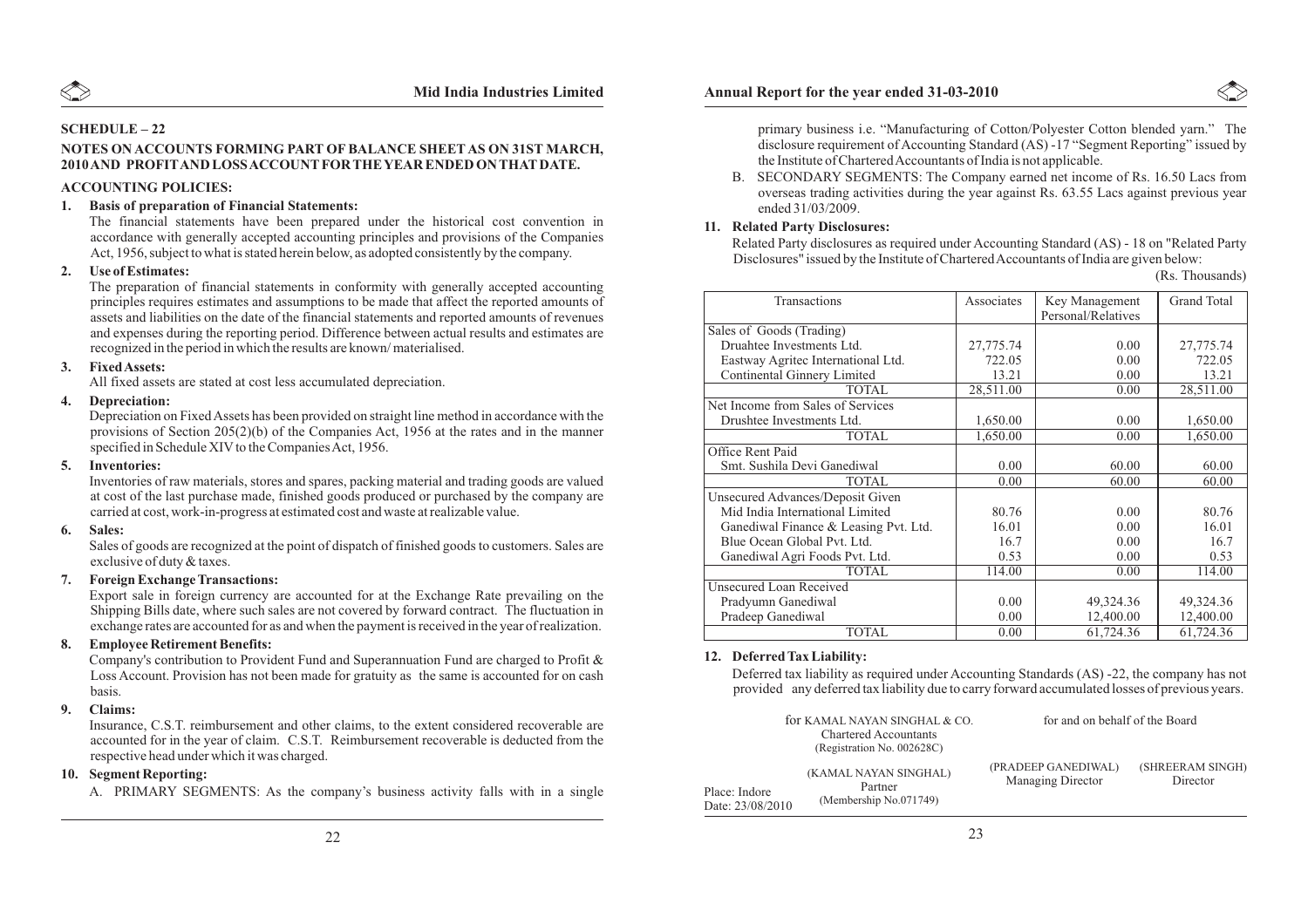## SCHEDULE – 22

### NOTES ON ACCOUNTS FORMING PART OF BALANCE SHEET AS ON 31ST MARCH, 2010 AND PROFIT AND LOSS ACCOUNT FOR THE YEAR ENDED ON THAT DATE.

### ACCOUNTING POLICIES:

**1. Basis of preparation of Financial Statements:**

The financial statements have been prepared under the historical cost convention in accordance with generally accepted accounting principles and provisions of the Companies Act, 1956, subject to what is stated herein below, as adopted consistently by the company.

**2. Use of Estimates:**

The preparation of financial statements in conformity with generally accepted accounting principles requires estimates and assumptions to be made that affect the reported amounts of assets and liabilities on the date of the financial statements and reported amounts of revenues and expenses during the reporting period. Difference between actual results and estimates are recognized in the period in which the results are known/ materialised.

**3. Fixed Assets:**

All fixed assets are stated at cost less accumulated depreciation.

**4. Depreciation:**

Depreciation on Fixed Assets has been provided on straight line method in accordance with the provisions of Section 205(2)(b) of the Companies Act, 1956 at the rates and in the manner specified in Schedule XIV to the Companies Act, 1956.

**5. Inventories:**

Inventories of raw materials, stores and spares, packing material and trading goods are valued at cost of the last purchase made, finished goods produced or purchased by the company are carried at cost, work-in-progress at estimated cost and waste at realizable value.

**6. Sales:**

Sales of goods are recognized at the point of dispatch of finished goods to customers. Sales are exclusive of duty & taxes.

**7. Foreign Exchange Transactions:**

Export sale in foreign currency are accounted for at the Exchange Rate prevailing on the Shipping Bills date, where such sales are not covered by forward contract. The fluctuation in exchange rates are accounted for as and when the payment is received in the year of realization.

**8. Employee Retirement Benefits:**

Company's contribution to Provident Fund and Superannuation Fund are charged to Profit & Loss Account. Provision has not been made for gratuity as the same is accounted for on cash basis.

**9. Claims:**

Insurance, C.S.T. reimbursement and other claims, to the extent considered recoverable are accounted for in the year of claim. C.S.T. Reimbursement recoverable is deducted from the respective head under which it was charged.

**10. Segment Reporting:**

A. PRIMARY SEGMENTS: As the company's business activity falls with in a single primary business i.e. "Manufacturing of Cotton/Polyester Cotton blended yarn." The disclosure requirement of Accounting Standard (AS) -17 "Segment Reporting" issued by the Institute of Chartered Accountants of India is not applicable.

B. SECONDARY SEGMENTS: The Company earned net income of Rs. 16.50 Lacs from overseas trading activities during the year against Rs. 63.55 Lacs against previous year ended 31/03/2009.

**11. Related Party Disclosures:**

Related Party disclosures as required under Accounting Standard (AS) - 18 on "Related Party Disclosures" issued by the Institute of Chartered Accountants of India are given below:

(Rs. Thousands)

| Transactions | Associates | Key Management Personal/Relatives | Grand Total |
|---|---|---|---|
| Sales of Goods (Trading) | | | |
| Druahtee Investments Ltd. | 27,775.74 | 0.00 | 27,775.74 |
| Eastway Agritec International Ltd. | 722.05 | 0.00 | 722.05 |
| Continental Ginnery Limited | 13.21 | 0.00 | 13.21 |
| TOTAL | 28,511.00 | 0.00 | 28,511.00 |
| Net Income from Sales of Services | | | |
| Drushtee Investments Ltd. | 1,650.00 | 0.00 | 1,650.00 |
| TOTAL | 1,650.00 | 0.00 | 1,650.00 |
| Office Rent Paid | | | |
| Smt. Sushila Devi Ganediwal | 0.00 | 60.00 | 60.00 |
| TOTAL | 0.00 | 60.00 | 60.00 |
| Unsecured Advances/Deposit Given | | | |
| Mid India International Limited | 80.76 | 0.00 | 80.76 |
| Ganediwal Finance & Leasing Pvt. Ltd. | 16.01 | 0.00 | 16.01 |
| Blue Ocean Global Pvt. Ltd. | 16.7 | 0.00 | 16.7 |
| Ganediwal Agri Foods Pvt. Ltd. | 0.53 | 0.00 | 0.53 |
| TOTAL | 114.00 | 0.00 | 114.00 |
| Unsecured Loan Received | | | |
| Pradyumn Ganediwal | 0.00 | 49,324.36 | 49,324.36 |
| Pradeep Ganediwal | 0.00 | 12,400.00 | 12,400.00 |
| TOTAL | 0.00 | 61,724.36 | 61,724.36 |

**12. Deferred Tax Liability:**

Deferred tax liability as required under Accounting Standards (AS) -22, the company has not provided any deferred tax liability due to carry forward accumulated losses of previous years.

for KAMAL NAYAN SINGHAL & CO.
Chartered Accountants
(Registration No. 002628C)

(KAMAL NAYAN SINGHAL)
Partner
(Membership No.071749)

for and on behalf of the Board

(PRADEEP GANEDIWAL)
Managing Director

(SHREERAM SINGH)
Director

Place: Indore
Date: 23/08/2010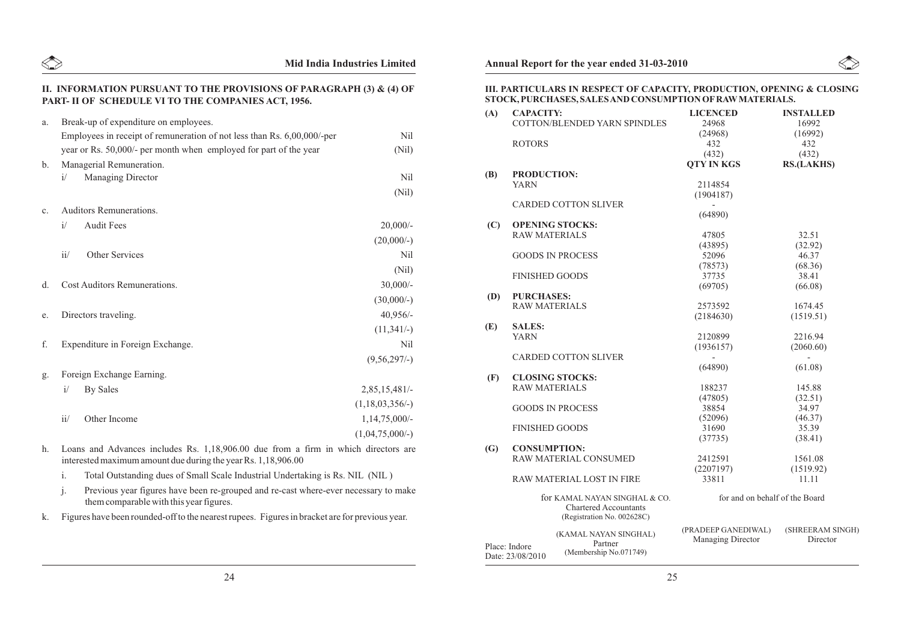## II. INFORMATION PURSUANT TO THE PROVISIONS OF PARAGRAPH (3) & (4) OF PART- II OF SCHEDULE VI TO THE COMPANIES ACT, 1956.

| | | |
|---|---|---|
| a. | Break-up of expenditure on employees. | |
| | Employees in receipt of remuneration of not less than Rs. 6,00,000/-per year or Rs. 50,000/- per month when employed for part of the year | Nil (Nil) |
| b. | Managerial Remuneration. | |
| | i/ Managing Director | Nil (Nil) |
| c. | Auditors Remunerations. | |
| | i/ Audit Fees | 20,000/- (20,000/-) |
| | ii/ Other Services | Nil (Nil) |
| d. | Cost Auditors Remunerations. | 30,000/- (30,000/-) |
| e. | Directors traveling. | 40,956/- (11,341/-) |
| f. | Expenditure in Foreign Exchange. | Nil (9,56,297/-) |
| g. | Foreign Exchange Earning. | |
| | i/ By Sales | 2,85,15,481/- (1,18,03,356/-) |
| | ii/ Other Income | 1,14,75,000/- (1,04,75,000/-) |

h. Loans and Advances includes Rs. 1,18,906.00 due from a firm in which directors are interested maximum amount due during the year Rs. 1,18,906.00

i. Total Outstanding dues of Small Scale Industrial Undertaking is Rs. NIL (NIL )

j. Previous year figures have been re-grouped and re-cast where-ever necessary to make them comparable with this year figures.

k. Figures have been rounded-off to the nearest rupees. Figures in bracket are for previous year.

## III. PARTICULARS IN RESPECT OF CAPACITY, PRODUCTION, OPENING & CLOSING STOCK, PURCHASES, SALES AND CONSUMPTION OF RAW MATERIALS.

| | | LICENCED | INSTALLED |
|---|---|---|---|
| **(A)** | **CAPACITY:** | | |
| | COTTON/BLENDED YARN SPINDLES | 24968 (24968) | 16992 (16992) |
| | ROTORS | 432 (432) | 432 (432) |
| | | **QTY IN KGS** | **RS.(LAKHS)** |
| **(B)** | **PRODUCTION:** | | |
| | YARN | 2114854 (1904187) | |
| | CARDED COTTON SLIVER | - (64890) | |
| **(C)** | **OPENING STOCKS:** | | |
| | RAW MATERIALS | 47805 (43895) | 32.51 (32.92) |
| | GOODS IN PROCESS | 52096 (78573) | 46.37 (68.36) |
| | FINISHED GOODS | 37735 (69705) | 38.41 (66.08) |
| **(D)** | **PURCHASES:** | | |
| | RAW MATERIALS | 2573592 (2184630) | 1674.45 (1519.51) |
| **(E)** | **SALES:** | | |
| | YARN | 2120899 (1936157) | 2216.94 (2060.60) |
| | CARDED COTTON SLIVER | - (64890) | - (61.08) |
| **(F)** | **CLOSING STOCKS:** | | |
| | RAW MATERIALS | 188237 (47805) | 145.88 (32.51) |
| | GOODS IN PROCESS | 38854 (52096) | 34.97 (46.37) |
| | FINISHED GOODS | 31690 (37735) | 35.39 (38.41) |
| **(G)** | **CONSUMPTION:** | | |
| | RAW MATERIAL CONSUMED | 2412591 (2207197) | 1561.08 (1519.92) |
| | RAW MATERIAL LOST IN FIRE | 33811 | 11.11 |

for KAMAL NAYAN SINGHAL & CO.
Chartered Accountants
(Registration No. 002628C)

(KAMAL NAYAN SINGHAL)
Partner
(Membership No.071749)

Place: Indore
Date: 23/08/2010

for and on behalf of the Board

(PRADEEP GANEDIWAL)
Managing Director

(SHREERAM SINGH)
Director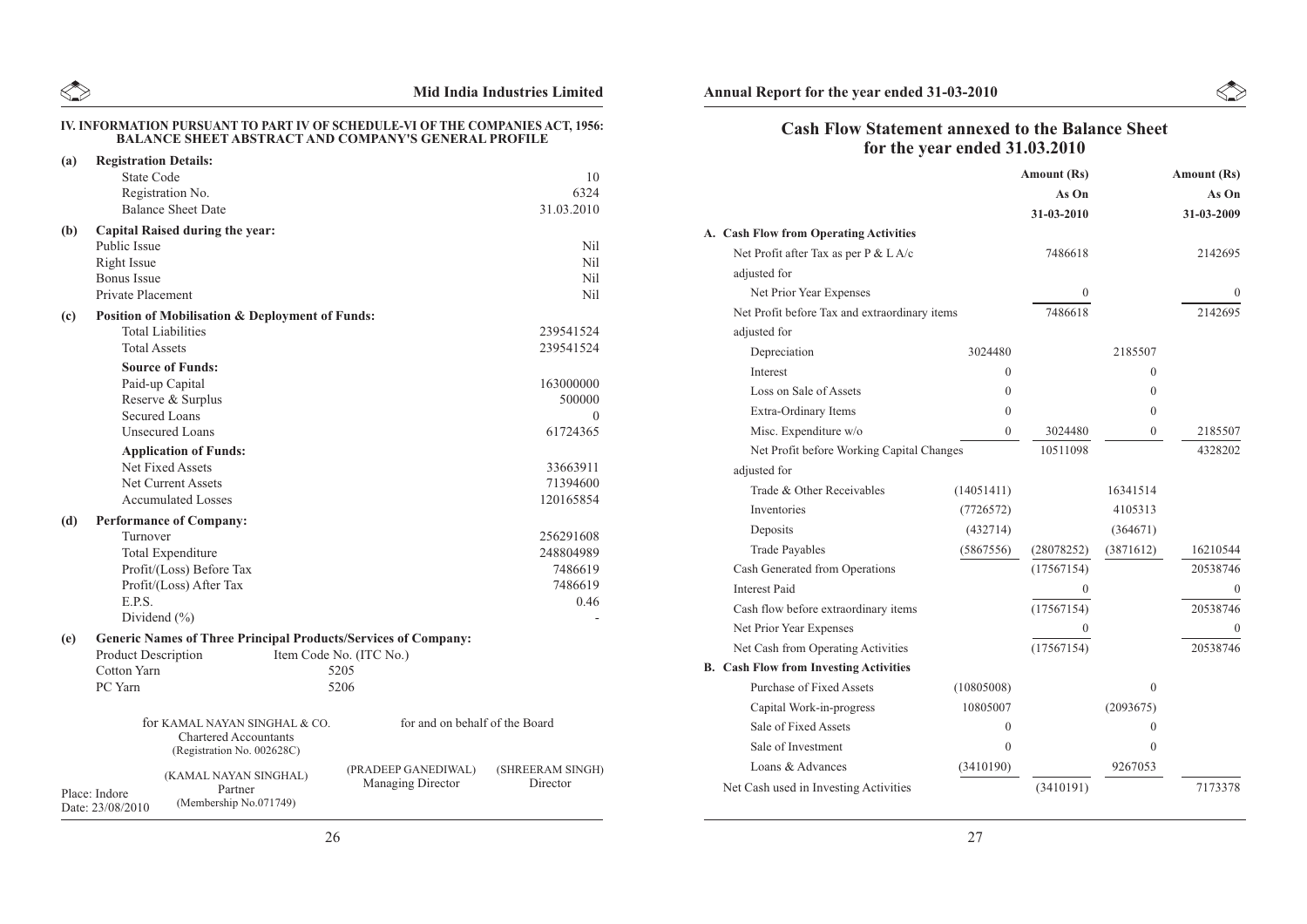## IV. INFORMATION PURSUANT TO PART IV OF SCHEDULE-VI OF THE COMPANIES ACT, 1956: BALANCE SHEET ABSTRACT AND COMPANY'S GENERAL PROFILE

**(a) Registration Details:**

| | |
|---|---|
| State Code | 10 |
| Registration No. | 6324 |
| Balance Sheet Date | 31.03.2010 |

**(b) Capital Raised during the year:**

| | |
|---|---|
| Public Issue | Nil |
| Right Issue | Nil |
| Bonus Issue | Nil |
| Private Placement | Nil |

**(c) Position of Mobilisation & Deployment of Funds:**

| | |
|---|---|
| Total Liabilities | 239541524 |
| Total Assets | 239541524 |
| **Source of Funds:** | |
| Paid-up Capital | 163000000 |
| Reserve & Surplus | 500000 |
| Secured Loans | 0 |
| Unsecured Loans | 61724365 |
| **Application of Funds:** | |
| Net Fixed Assets | 33663911 |
| Net Current Assets | 71394600 |
| Accumulated Losses | 120165854 |

**(d) Performance of Company:**

| | |
|---|---|
| Turnover | 256291608 |
| Total Expenditure | 248804989 |
| Profit/(Loss) Before Tax | 7486619 |
| Profit/(Loss) After Tax | 7486619 |
| E.P.S. | 0.46 |
| Dividend (%) | - |

**(e) Generic Names of Three Principal Products/Services of Company:**

| Product Description | Item Code No. (ITC No.) |
|---|---|
| Cotton Yarn | 5205 |
| PC Yarn | 5206 |

for KAMAL NAYAN SINGHAL & CO.
Chartered Accountants
(Registration No. 002628C)

(KAMAL NAYAN SINGHAL)
Partner
(Membership No.071749)

Place: Indore
Date: 23/08/2010

for and on behalf of the Board

(PRADEEP GANEDIWAL)
Managing Director

(SHREERAM SINGH)
Director

## Cash Flow Statement annexed to the Balance Sheet for the year ended 31.03.2010

| | | Amount (Rs) As On 31-03-2010 | | Amount (Rs) As On 31-03-2009 |
|---|---|---|---|---|
| **A. Cash Flow from Operating Activities** | | | | |
| Net Profit after Tax as per P & L A/c | | 7486618 | | 2142695 |
| adjusted for | | | | |
| Net Prior Year Expenses | | 0 | | 0 |
| Net Profit before Tax and extraordinary items | | 7486618 | | 2142695 |
| adjusted for | | | | |
| Depreciation | 3024480 | | 2185507 | |
| Interest | 0 | | 0 | |
| Loss on Sale of Assets | 0 | | 0 | |
| Extra-Ordinary Items | 0 | | 0 | |
| Misc. Expenditure w/o | 0 | 3024480 | 0 | 2185507 |
| Net Profit before Working Capital Changes | | 10511098 | | 4328202 |
| adjusted for | | | | |
| Trade & Other Receivables | (14051411) | | 16341514 | |
| Inventories | (7726572) | | 4105313 | |
| Deposits | (432714) | | (364671) | |
| Trade Payables | (5867556) | (28078252) | (3871612) | 16210544 |
| Cash Generated from Operations | | (17567154) | | 20538746 |
| Interest Paid | | 0 | | 0 |
| Cash flow before extraordinary items | | (17567154) | | 20538746 |
| Net Prior Year Expenses | | 0 | | 0 |
| Net Cash from Operating Activities | | (17567154) | | 20538746 |
| **B. Cash Flow from Investing Activities** | | | | |
| Purchase of Fixed Assets | (10805008) | | 0 | |
| Capital Work-in-progress | 10805007 | | (2093675) | |
| Sale of Fixed Assets | 0 | | 0 | |
| Sale of Investment | 0 | | 0 | |
| Loans & Advances | (3410190) | | 9267053 | |
| Net Cash used in Investing Activities | | (3410191) | | 7173378 |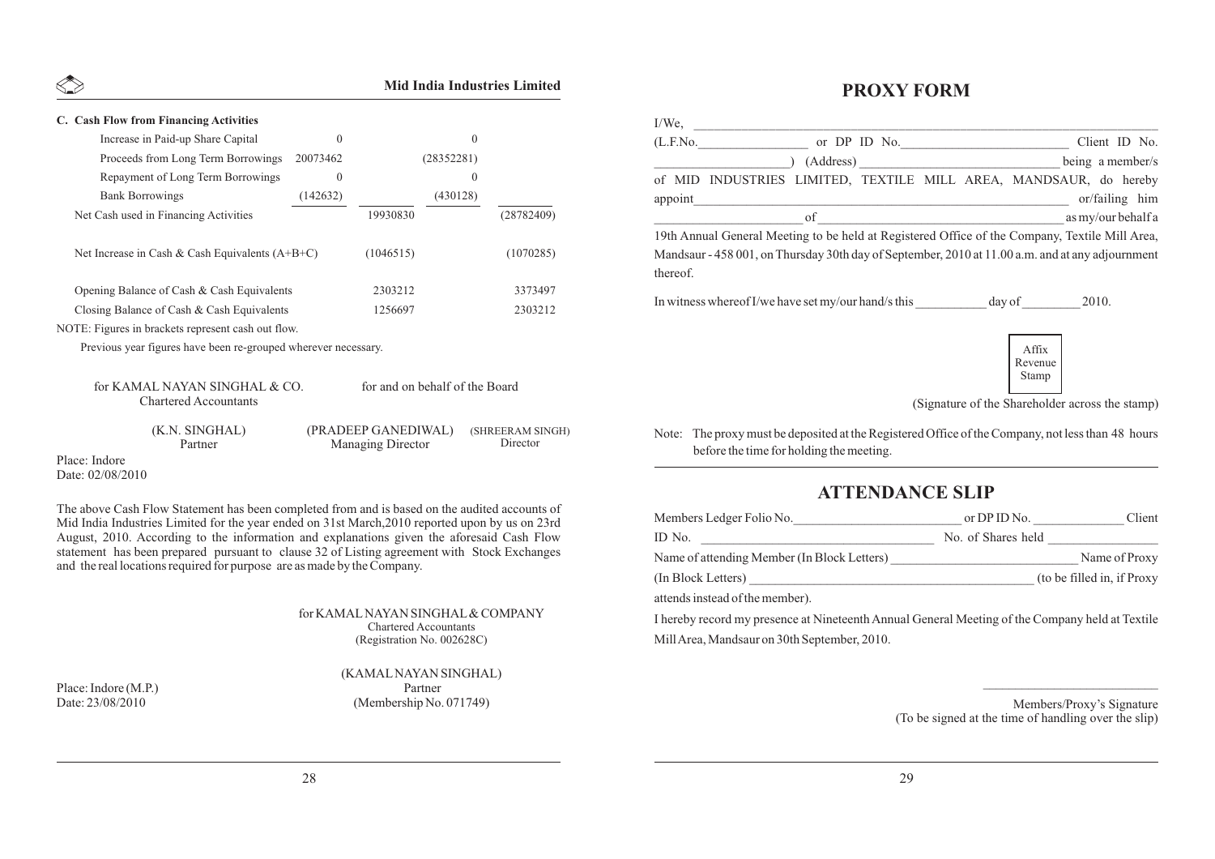### C. Cash Flow from Financing Activities

| | | | | |
|---|---|---|---|---|
| Increase in Paid-up Share Capital | 0 | | 0 | |
| Proceeds from Long Term Borrowings | 20073462 | | (28352281) | |
| Repayment of Long Term Borrowings | 0 | | 0 | |
| Bank Borrowings | (142632) | | (430128) | |
| Net Cash used in Financing Activities | | 19930830 | | (28782409) |
| Net Increase in Cash & Cash Equivalents (A+B+C) | | (1046515) | | (1070285) |
| Opening Balance of Cash & Cash Equivalents | | 2303212 | | 3373497 |
| Closing Balance of Cash & Cash Equivalents | | 1256697 | | 2303212 |

NOTE: Figures in brackets represent cash out flow.

Previous year figures have been re-grouped wherever necessary.

for KAMAL NAYAN SINGHAL & CO.
Chartered Accountants

(K.N. SINGHAL)
Partner

for and on behalf of the Board

(PRADEEP GANEDIWAL)
Managing Director

(SHREERAM SINGH)
Director

Place: Indore
Date: 02/08/2010

The above Cash Flow Statement has been completed from and is based on the audited accounts of Mid India Industries Limited for the year ended on 31st March,2010 reported upon by us on 23rd August, 2010. According to the information and explanations given the aforesaid Cash Flow statement has been prepared pursuant to clause 32 of Listing agreement with Stock Exchanges and the real locations required for purpose are as made by the Company.

for KAMAL NAYAN SINGHAL & COMPANY
Chartered Accountants
(Registration No. 002628C)

(KAMAL NAYAN SINGHAL)
Partner
(Membership No. 071749)

Place: Indore (M.P.)
Date: 23/08/2010

## PROXY FORM

I/We, ______________________________________________________________________
(L.F.No. ________________ or DP ID No. _________________________ Client ID No. ____________________) (Address) ______________________________ being a member/s of MID INDUSTRIES LIMITED, TEXTILE MILL AREA, MANDSAUR, do hereby appoint ______________________________________________________________ or/failing him ______________________ of ____________________________________ as my/our behalf a 19th Annual General Meeting to be held at Registered Office of the Company, Textile Mill Area, Mandsaur - 458 001, on Thursday 30th day of September, 2010 at 11.00 a.m. and at any adjournment thereof.

In witness whereof I/we have set my/our hand/s this ___________ day of _________ 2010.

Affix
Revenue
Stamp

(Signature of the Shareholder across the stamp)

Note: The proxy must be deposited at the Registered Office of the Company, not less than 48 hours before the time for holding the meeting.

## ATTENDANCE SLIP

Members Ledger Folio No. _________________________ or DP ID No. _____________ Client ID No. ___________________________________ No. of Shares held ________________

Name of attending Member (In Block Letters) ____________________________ Name of Proxy (In Block Letters) ____________________________________________ (to be filled in, if Proxy attends instead of the member).

I hereby record my presence at Nineteenth Annual General Meeting of the Company held at Textile Mill Area, Mandsaur on 30th September, 2010.

___________________________
Members/Proxy's Signature
(To be signed at the time of handling over the slip)